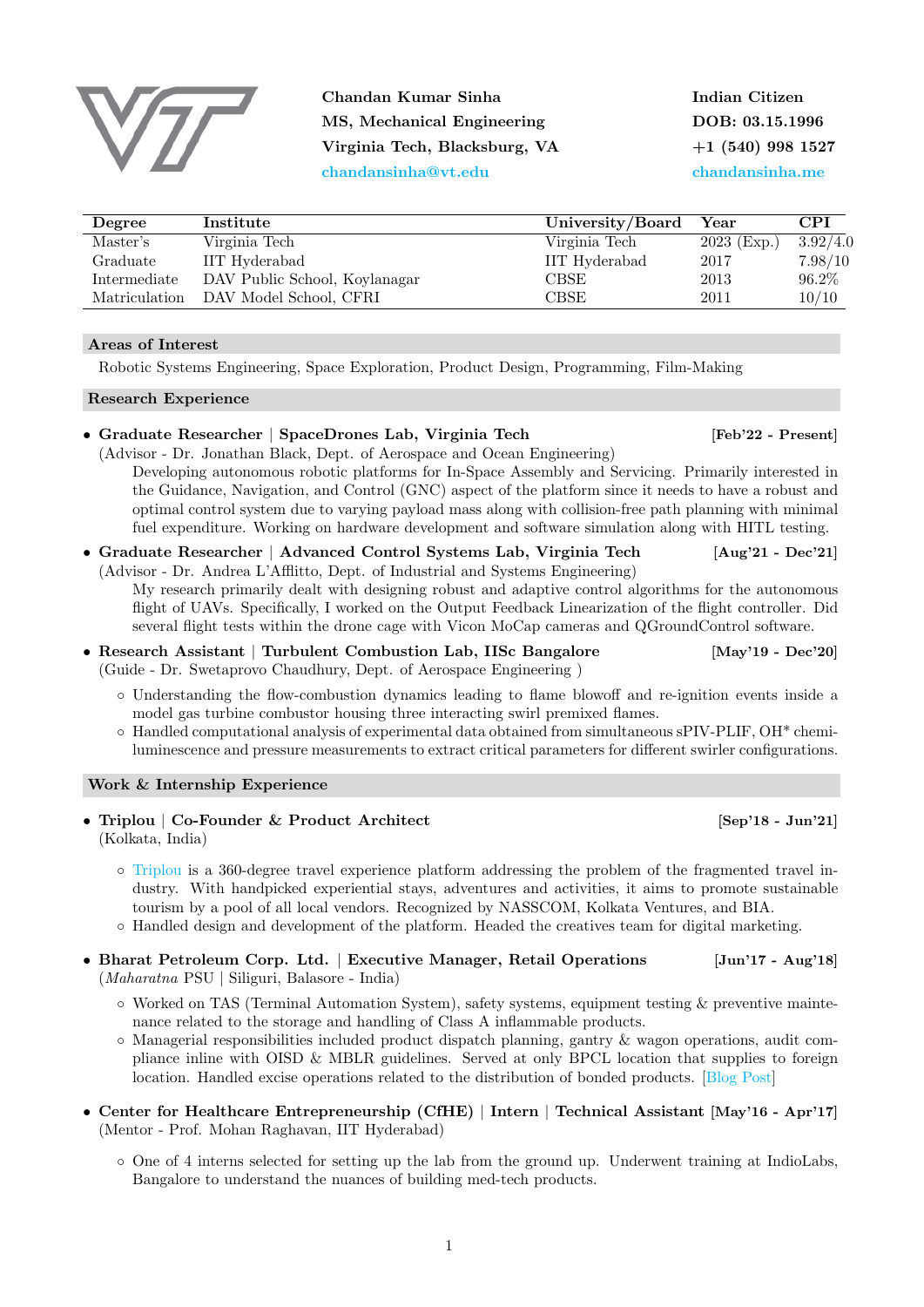**Chandan Kumar Sinha**
**MS, Mechanical Engineering**
**Virginia Tech, Blacksburg, VA**
chandansinha@vt.edu

**Indian Citizen**
**DOB: 03.15.1996**
**+1 (540) 998 1527**
chandansinha.me

| Degree | Institute | University/Board | Year | CPI |
|---|---|---|---|---|
| Master's | Virginia Tech | Virginia Tech | 2023 (Exp.) | 3.92/4.0 |
| Graduate | IIT Hyderabad | IIT Hyderabad | 2017 | 7.98/10 |
| Intermediate | DAV Public School, Koylanagar | CBSE | 2013 | 96.2% |
| Matriculation | DAV Model School, CFRI | CBSE | 2011 | 10/10 |

## Areas of Interest

Robotic Systems Engineering, Space Exploration, Product Design, Programming, Film-Making

## Research Experience

- **Graduate Researcher | SpaceDrones Lab, Virginia Tech** **[Feb'22 - Present]**
  (Advisor - Dr. Jonathan Black, Dept. of Aerospace and Ocean Engineering)
  Developing autonomous robotic platforms for In-Space Assembly and Servicing. Primarily interested in the Guidance, Navigation, and Control (GNC) aspect of the platform since it needs to have a robust and optimal control system due to varying payload mass along with collision-free path planning with minimal fuel expenditure. Working on hardware development and software simulation along with HITL testing.

- **Graduate Researcher | Advanced Control Systems Lab, Virginia Tech** **[Aug'21 - Dec'21]**
  (Advisor - Dr. Andrea L'Afflitto, Dept. of Industrial and Systems Engineering)
  My research primarily dealt with designing robust and adaptive control algorithms for the autonomous flight of UAVs. Specifically, I worked on the Output Feedback Linearization of the flight controller. Did several flight tests within the drone cage with Vicon MoCap cameras and QGroundControl software.

- **Research Assistant | Turbulent Combustion Lab, IISc Bangalore** **[May'19 - Dec'20]**
  (Guide - Dr. Swetaprovo Chaudhury, Dept. of Aerospace Engineering )
  - Understanding the flow-combustion dynamics leading to flame blowoff and re-ignition events inside a model gas turbine combustor housing three interacting swirl premixed flames.
  - Handled computational analysis of experimental data obtained from simultaneous sPIV-PLIF, OH* chemiluminescence and pressure measurements to extract critical parameters for different swirler configurations.

## Work & Internship Experience

- **Triplou | Co-Founder & Product Architect** **[Sep'18 - Jun'21]**
  (Kolkata, India)
  - Triplou is a 360-degree travel experience platform addressing the problem of the fragmented travel industry. With handpicked experiential stays, adventures and activities, it aims to promote sustainable tourism by a pool of all local vendors. Recognized by NASSCOM, Kolkata Ventures, and BIA.
  - Handled design and development of the platform. Headed the creatives team for digital marketing.

- **Bharat Petroleum Corp. Ltd. | Executive Manager, Retail Operations** **[Jun'17 - Aug'18]**
  (*Maharatna* PSU | Siliguri, Balasore - India)
  - Worked on TAS (Terminal Automation System), safety systems, equipment testing & preventive maintenance related to the storage and handling of Class A inflammable products.
  - Managerial responsibilities included product dispatch planning, gantry & wagon operations, audit compliance inline with OISD & MBLR guidelines. Served at only BPCL location that supplies to foreign location. Handled excise operations related to the distribution of bonded products. [Blog Post]

- **Center for Healthcare Entrepreneurship (CfHE) | Intern | Technical Assistant** **[May'16 - Apr'17]**
  (Mentor - Prof. Mohan Raghavan, IIT Hyderabad)
  - One of 4 interns selected for setting up the lab from the ground up. Underwent training at IndioLabs, Bangalore to understand the nuances of building med-tech products.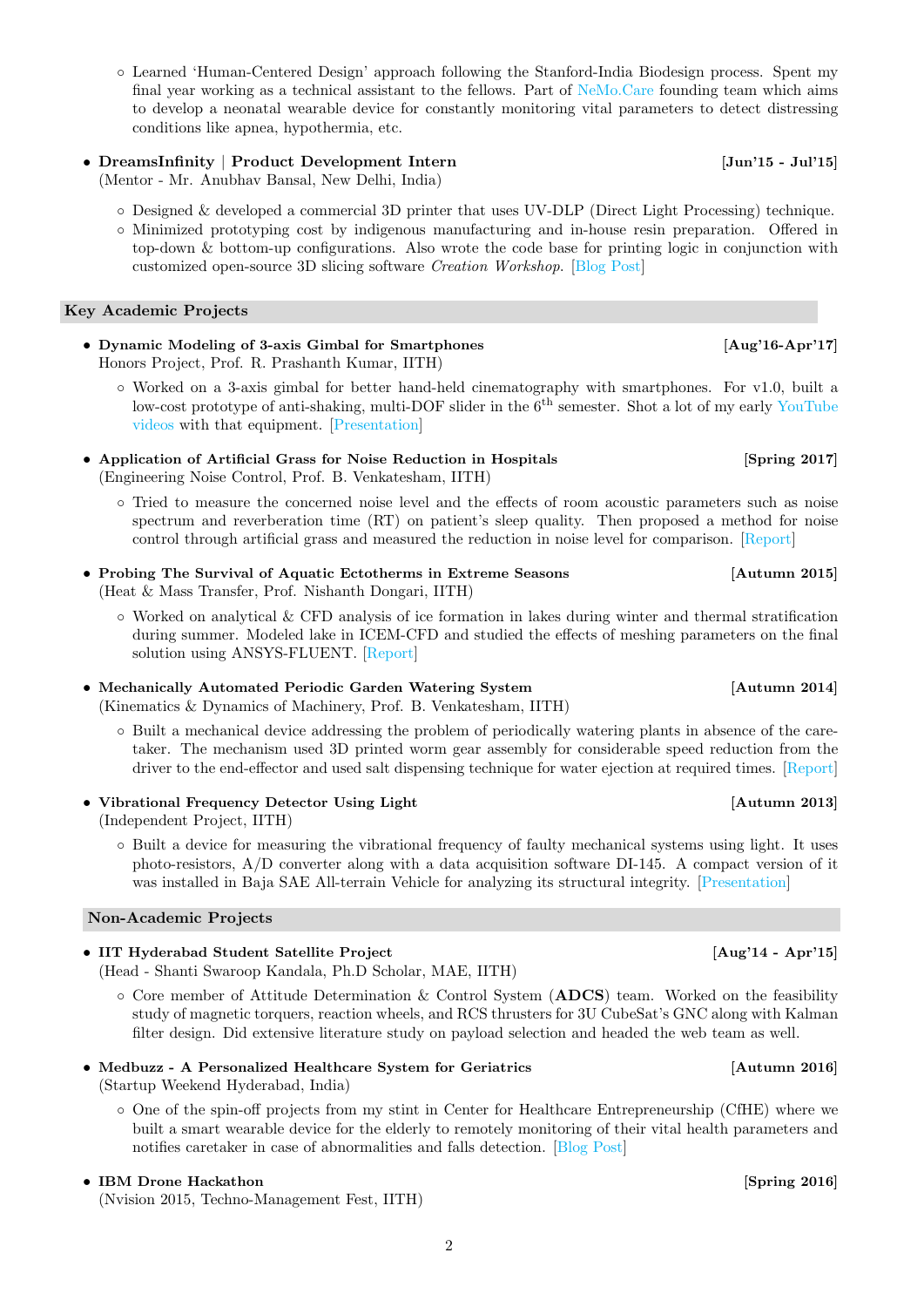- Learned 'Human-Centered Design' approach following the Stanford-India Biodesign process. Spent my final year working as a technical assistant to the fellows. Part of NeMo.Care founding team which aims to develop a neonatal wearable device for constantly monitoring vital parameters to detect distressing conditions like apnea, hypothermia, etc.

- **DreamsInfinity | Product Development Intern** **[Jun'15 - Jul'15]**
  (Mentor - Mr. Anubhav Bansal, New Delhi, India)
  - Designed & developed a commercial 3D printer that uses UV-DLP (Direct Light Processing) technique.
  - Minimized prototyping cost by indigenous manufacturing and in-house resin preparation. Offered in top-down & bottom-up configurations. Also wrote the code base for printing logic in conjunction with customized open-source 3D slicing software *Creation Workshop*. [Blog Post]

## Key Academic Projects

- **Dynamic Modeling of 3-axis Gimbal for Smartphones** **[Aug'16-Apr'17]**
  Honors Project, Prof. R. Prashanth Kumar, IITH)
  - Worked on a 3-axis gimbal for better hand-held cinematography with smartphones. For v1.0, built a low-cost prototype of anti-shaking, multi-DOF slider in the 6$^{th}$ semester. Shot a lot of my early YouTube videos with that equipment. [Presentation]

- **Application of Artificial Grass for Noise Reduction in Hospitals** **[Spring 2017]**
  (Engineering Noise Control, Prof. B. Venkatesham, IITH)
  - Tried to measure the concerned noise level and the effects of room acoustic parameters such as noise spectrum and reverberation time (RT) on patient's sleep quality. Then proposed a method for noise control through artificial grass and measured the reduction in noise level for comparison. [Report]

- **Probing The Survival of Aquatic Ectotherms in Extreme Seasons** **[Autumn 2015]**
  (Heat & Mass Transfer, Prof. Nishanth Dongari, IITH)
  - Worked on analytical & CFD analysis of ice formation in lakes during winter and thermal stratification during summer. Modeled lake in ICEM-CFD and studied the effects of meshing parameters on the final solution using ANSYS-FLUENT. [Report]

- **Mechanically Automated Periodic Garden Watering System** **[Autumn 2014]**
  (Kinematics & Dynamics of Machinery, Prof. B. Venkatesham, IITH)
  - Built a mechanical device addressing the problem of periodically watering plants in absence of the caretaker. The mechanism used 3D printed worm gear assembly for considerable speed reduction from the driver to the end-effector and used salt dispensing technique for water ejection at required times. [Report]

- **Vibrational Frequency Detector Using Light** **[Autumn 2013]**
  (Independent Project, IITH)
  - Built a device for measuring the vibrational frequency of faulty mechanical systems using light. It uses photo-resistors, A/D converter along with a data acquisition software DI-145. A compact version of it was installed in Baja SAE All-terrain Vehicle for analyzing its structural integrity. [Presentation]

## Non-Academic Projects

- **IIT Hyderabad Student Satellite Project** **[Aug'14 - Apr'15]**
  (Head - Shanti Swaroop Kandala, Ph.D Scholar, MAE, IITH)
  - Core member of Attitude Determination & Control System (**ADCS**) team. Worked on the feasibility study of magnetic torquers, reaction wheels, and RCS thrusters for 3U CubeSat's GNC along with Kalman filter design. Did extensive literature study on payload selection and headed the web team as well.

- **Medbuzz - A Personalized Healthcare System for Geriatrics** **[Autumn 2016]**
  (Startup Weekend Hyderabad, India)
  - One of the spin-off projects from my stint in Center for Healthcare Entrepreneurship (CfHE) where we built a smart wearable device for the elderly to remotely monitoring of their vital health parameters and notifies caretaker in case of abnormalities and falls detection. [Blog Post]

- **IBM Drone Hackathon** **[Spring 2016]**
  (Nvision 2015, Techno-Management Fest, IITH)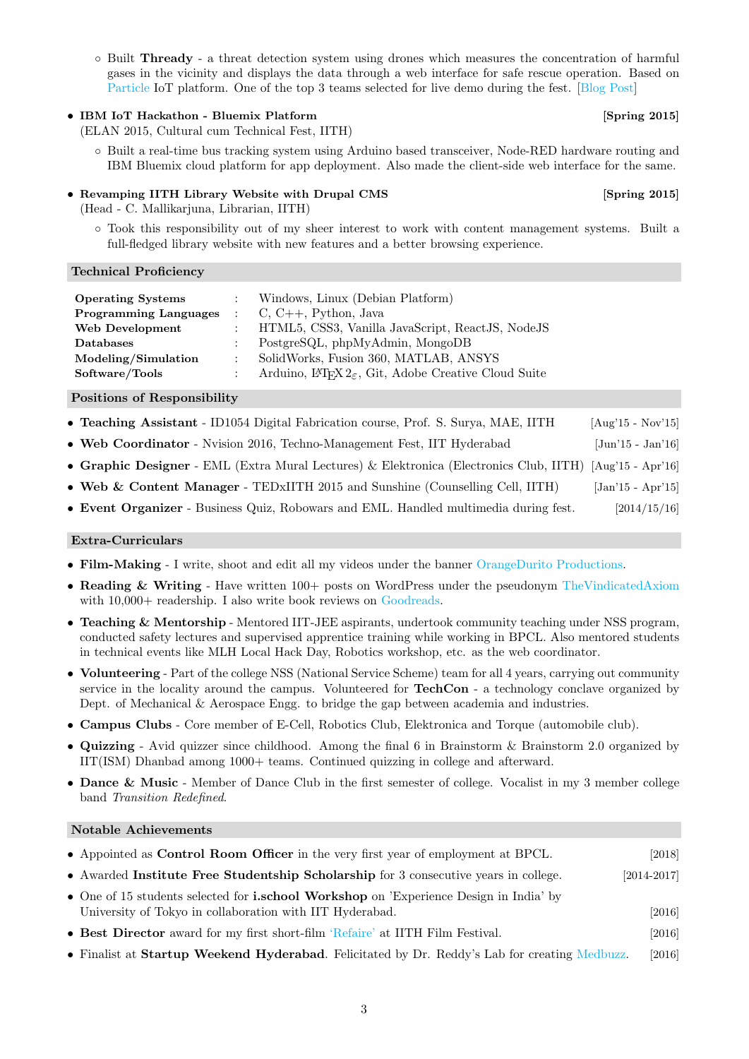- Built **Thready** - a threat detection system using drones which measures the concentration of harmful gases in the vicinity and displays the data through a web interface for safe rescue operation. Based on Particle IoT platform. One of the top 3 teams selected for live demo during the fest. [Blog Post]

- **IBM IoT Hackathon - Bluemix Platform** **[Spring 2015]**
  (ELAN 2015, Cultural cum Technical Fest, IITH)
  - Built a real-time bus tracking system using Arduino based transceiver, Node-RED hardware routing and IBM Bluemix cloud platform for app deployment. Also made the client-side web interface for the same.

- **Revamping IITH Library Website with Drupal CMS** **[Spring 2015]**
  (Head - C. Mallikarjuna, Librarian, IITH)
  - Took this responsibility out of my sheer interest to work with content management systems. Built a full-fledged library website with new features and a better browsing experience.

## Technical Proficiency

| | | |
|---|---|---|
| **Operating Systems** | : | Windows, Linux (Debian Platform) |
| **Programming Languages** | : | C, C++, Python, Java |
| **Web Development** | : | HTML5, CSS3, Vanilla JavaScript, ReactJS, NodeJS |
| **Databases** | : | PostgreSQL, phpMyAdmin, MongoDB |
| **Modeling/Simulation** | : | SolidWorks, Fusion 360, MATLAB, ANSYS |
| **Software/Tools** | : | Arduino, LaTeX $2_\varepsilon$, Git, Adobe Creative Cloud Suite |

## Positions of Responsibility

- **Teaching Assistant** - ID1054 Digital Fabrication course, Prof. S. Surya, MAE, IITH [Aug'15 - Nov'15]
- **Web Coordinator** - Nvision 2016, Techno-Management Fest, IIT Hyderabad [Jun'15 - Jan'16]
- **Graphic Designer** - EML (Extra Mural Lectures) & Elektronica (Electronics Club, IITH) [Aug'15 - Apr'16]
- **Web & Content Manager** - TEDxIITH 2015 and Sunshine (Counselling Cell, IITH) [Jan'15 - Apr'15]
- **Event Organizer** - Business Quiz, Robowars and EML. Handled multimedia during fest. [2014/15/16]

## Extra-Curriculars

- **Film-Making** - I write, shoot and edit all my videos under the banner OrangeDurito Productions.
- **Reading & Writing** - Have written 100+ posts on WordPress under the pseudonym TheVindicatedAxiom with 10,000+ readership. I also write book reviews on Goodreads.
- **Teaching & Mentorship** - Mentored IIT-JEE aspirants, undertook community teaching under NSS program, conducted safety lectures and supervised apprentice training while working in BPCL. Also mentored students in technical events like MLH Local Hack Day, Robotics workshop, etc. as the web coordinator.
- **Volunteering** - Part of the college NSS (National Service Scheme) team for all 4 years, carrying out community service in the locality around the campus. Volunteered for **TechCon** - a technology conclave organized by Dept. of Mechanical & Aerospace Engg. to bridge the gap between academia and industries.
- **Campus Clubs** - Core member of E-Cell, Robotics Club, Elektronica and Torque (automobile club).
- **Quizzing** - Avid quizzer since childhood. Among the final 6 in Brainstorm & Brainstorm 2.0 organized by IIT(ISM) Dhanbad among 1000+ teams. Continued quizzing in college and afterward.
- **Dance & Music** - Member of Dance Club in the first semester of college. Vocalist in my 3 member college band *Transition Redefined*.

## Notable Achievements

- Appointed as **Control Room Officer** in the very first year of employment at BPCL. [2018]
- Awarded **Institute Free Studentship Scholarship** for 3 consecutive years in college. [2014-2017]
- One of 15 students selected for **i.school Workshop** on 'Experience Design in India' by University of Tokyo in collaboration with IIT Hyderabad. [2016]
- **Best Director** award for my first short-film 'Refaire' at IITH Film Festival. [2016]
- Finalist at **Startup Weekend Hyderabad**. Felicitated by Dr. Reddy's Lab for creating Medbuzz. [2016]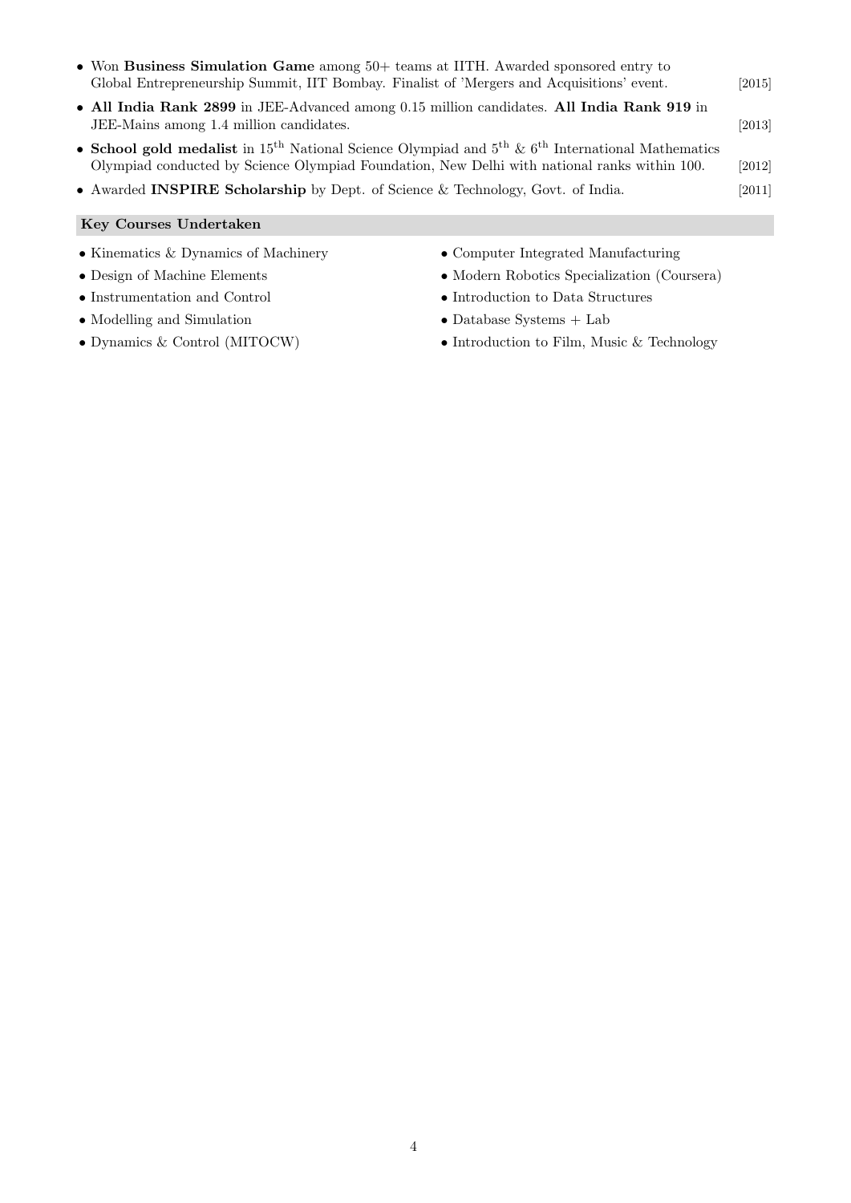- Won **Business Simulation Game** among 50+ teams at IITH. Awarded sponsored entry to Global Entrepreneurship Summit, IIT Bombay. Finalist of 'Mergers and Acquisitions' event. [2015]
- **All India Rank 2899** in JEE-Advanced among 0.15 million candidates. **All India Rank 919** in JEE-Mains among 1.4 million candidates. [2013]
- **School gold medalist** in $15^{th}$ National Science Olympiad and $5^{th}$ & $6^{th}$ International Mathematics Olympiad conducted by Science Olympiad Foundation, New Delhi with national ranks within 100. [2012]
- Awarded **INSPIRE Scholarship** by Dept. of Science & Technology, Govt. of India. [2011]

## Key Courses Undertaken

- Kinematics & Dynamics of Machinery
- Design of Machine Elements
- Instrumentation and Control
- Modelling and Simulation
- Dynamics & Control (MITOCW)
- Computer Integrated Manufacturing
- Modern Robotics Specialization (Coursera)
- Introduction to Data Structures
- Database Systems + Lab
- Introduction to Film, Music & Technology